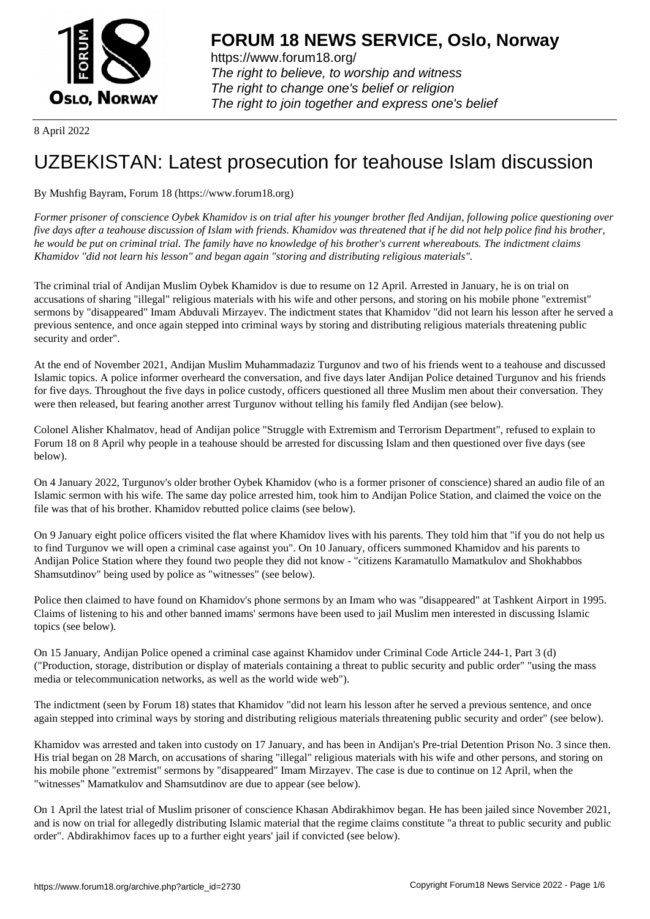# FORUM 18 NEWS SERVICE, Oslo, Norway

https://www.forum18.org/
*The right to believe, to worship and witness*
*The right to change one's belief or religion*
*The right to join together and express one's belief*

8 April 2022

# UZBEKISTAN: Latest prosecution for teahouse Islam discussion

By Mushfig Bayram, Forum 18 (https://www.forum18.org)

*Former prisoner of conscience Oybek Khamidov is on trial after his younger brother fled Andijan, following police questioning over five days after a teahouse discussion of Islam with friends. Khamidov was threatened that if he did not help police find his brother, he would be put on criminal trial. The family have no knowledge of his brother's current whereabouts. The indictment claims Khamidov "did not learn his lesson" and began again "storing and distributing religious materials".*

The criminal trial of Andijan Muslim Oybek Khamidov is due to resume on 12 April. Arrested in January, he is on trial on accusations of sharing "illegal" religious materials with his wife and other persons, and storing on his mobile phone "extremist" sermons by "disappeared" Imam Abduvali Mirzayev. The indictment states that Khamidov "did not learn his lesson after he served a previous sentence, and once again stepped into criminal ways by storing and distributing religious materials threatening public security and order".

At the end of November 2021, Andijan Muslim Muhammadaziz Turgunov and two of his friends went to a teahouse and discussed Islamic topics. A police informer overheard the conversation, and five days later Andijan Police detained Turgunov and his friends for five days. Throughout the five days in police custody, officers questioned all three Muslim men about their conversation. They were then released, but fearing another arrest Turgunov without telling his family fled Andijan (see below).

Colonel Alisher Khalmatov, head of Andijan police "Struggle with Extremism and Terrorism Department", refused to explain to Forum 18 on 8 April why people in a teahouse should be arrested for discussing Islam and then questioned over five days (see below).

On 4 January 2022, Turgunov's older brother Oybek Khamidov (who is a former prisoner of conscience) shared an audio file of an Islamic sermon with his wife. The same day police arrested him, took him to Andijan Police Station, and claimed the voice on the file was that of his brother. Khamidov rebutted police claims (see below).

On 9 January eight police officers visited the flat where Khamidov lives with his parents. They told him that "if you do not help us to find Turgunov we will open a criminal case against you". On 10 January, officers summoned Khamidov and his parents to Andijan Police Station where they found two people they did not know - "citizens Karamatullo Mamatkulov and Shokhabbos Shamsutdinov" being used by police as "witnesses" (see below).

Police then claimed to have found on Khamidov's phone sermons by an Imam who was "disappeared" at Tashkent Airport in 1995. Claims of listening to his and other banned imams' sermons have been used to jail Muslim men interested in discussing Islamic topics (see below).

On 15 January, Andijan Police opened a criminal case against Khamidov under Criminal Code Article 244-1, Part 3 (d) ("Production, storage, distribution or display of materials containing a threat to public security and public order" "using the mass media or telecommunication networks, as well as the world wide web").

The indictment (seen by Forum 18) states that Khamidov "did not learn his lesson after he served a previous sentence, and once again stepped into criminal ways by storing and distributing religious materials threatening public security and order" (see below).

Khamidov was arrested and taken into custody on 17 January, and has been in Andijan's Pre-trial Detention Prison No. 3 since then. His trial began on 28 March, on accusations of sharing "illegal" religious materials with his wife and other persons, and storing on his mobile phone "extremist" sermons by "disappeared" Imam Mirzayev. The case is due to continue on 12 April, when the "witnesses" Mamatkulov and Shamsutdinov are due to appear (see below).

On 1 April the latest trial of Muslim prisoner of conscience Khasan Abdirakhimov began. He has been jailed since November 2021, and is now on trial for allegedly distributing Islamic material that the regime claims constitute "a threat to public security and public order". Abdirakhimov faces up to a further eight years' jail if convicted (see below).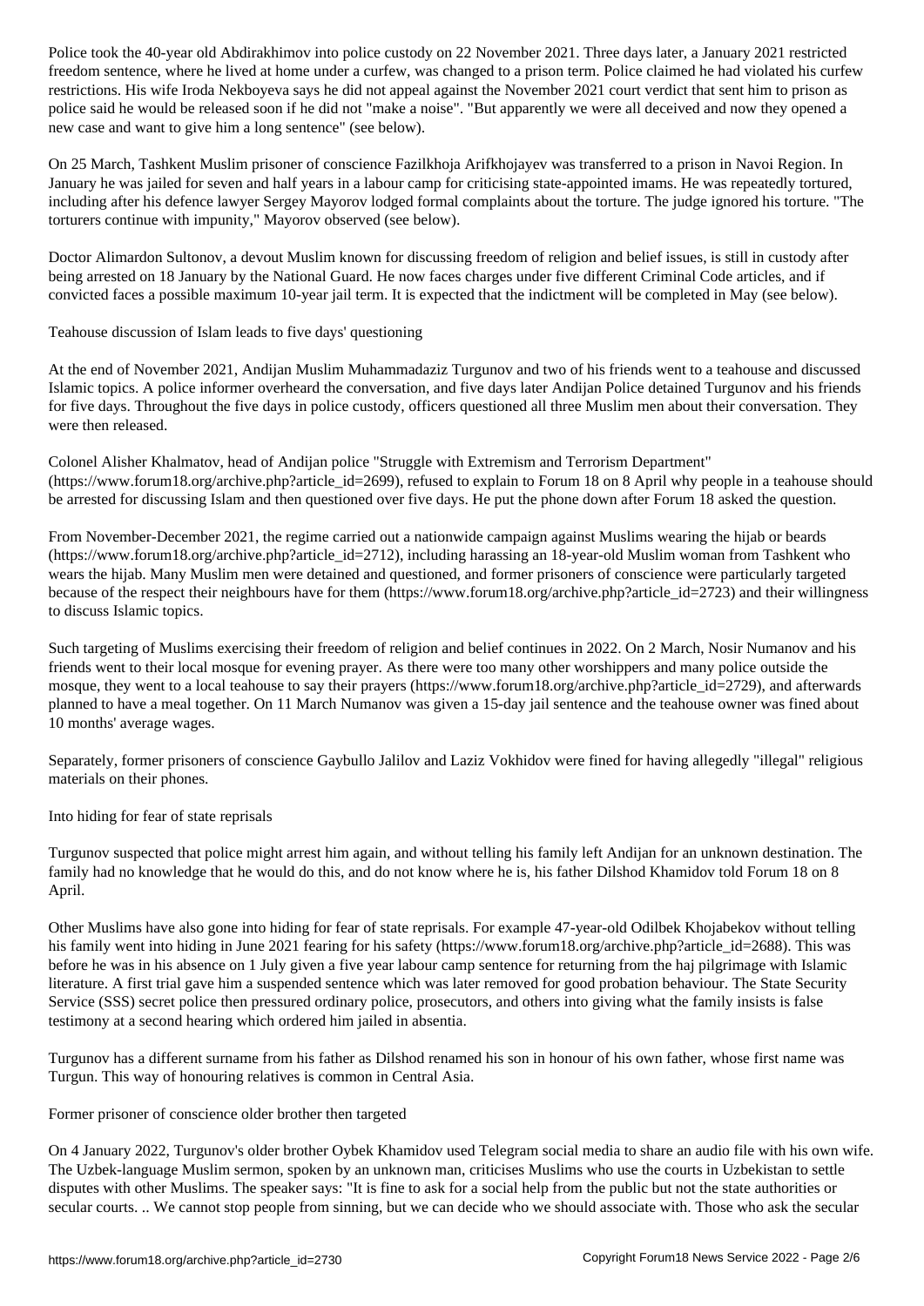Police took the 40-year old Abdirakhimov into police custody on 22 November 2021. Three days later, a January 2021 restricted freedom sentence, where he lived at home under a curfew, was changed to a prison term. Police claimed he had violated his curfew restrictions. His wife Iroda Nekboyeva says he did not appeal against the November 2021 court verdict that sent him to prison as police said he would be released soon if he did not "make a noise". "But apparently we were all deceived and now they opened a new case and want to give him a long sentence" (see below).

On 25 March, Tashkent Muslim prisoner of conscience Fazilkhoja Arifkhojayev was transferred to a prison in Navoi Region. In January he was jailed for seven and half years in a labour camp for criticising state-appointed imams. He was repeatedly tortured, including after his defence lawyer Sergey Mayorov lodged formal complaints about the torture. The judge ignored his torture. "The torturers continue with impunity," Mayorov observed (see below).

Doctor Alimardon Sultonov, a devout Muslim known for discussing freedom of religion and belief issues, is still in custody after being arrested on 18 January by the National Guard. He now faces charges under five different Criminal Code articles, and if convicted faces a possible maximum 10-year jail term. It is expected that the indictment will be completed in May (see below).

## Teahouse discussion of Islam leads to five days' questioning

At the end of November 2021, Andijan Muslim Muhammadaziz Turgunov and two of his friends went to a teahouse and discussed Islamic topics. A police informer overheard the conversation, and five days later Andijan Police detained Turgunov and his friends for five days. Throughout the five days in police custody, officers questioned all three Muslim men about their conversation. They were then released.

Colonel Alisher Khalmatov, head of Andijan police "Struggle with Extremism and Terrorism Department" (https://www.forum18.org/archive.php?article_id=2699), refused to explain to Forum 18 on 8 April why people in a teahouse should be arrested for discussing Islam and then questioned over five days. He put the phone down after Forum 18 asked the question.

From November-December 2021, the regime carried out a nationwide campaign against Muslims wearing the hijab or beards (https://www.forum18.org/archive.php?article_id=2712), including harassing an 18-year-old Muslim woman from Tashkent who wears the hijab. Many Muslim men were detained and questioned, and former prisoners of conscience were particularly targeted because of the respect their neighbours have for them (https://www.forum18.org/archive.php?article_id=2723) and their willingness to discuss Islamic topics.

Such targeting of Muslims exercising their freedom of religion and belief continues in 2022. On 2 March, Nosir Numanov and his friends went to their local mosque for evening prayer. As there were too many other worshippers and many police outside the mosque, they went to a local teahouse to say their prayers (https://www.forum18.org/archive.php?article_id=2729), and afterwards planned to have a meal together. On 11 March Numanov was given a 15-day jail sentence and the teahouse owner was fined about 10 months' average wages.

Separately, former prisoners of conscience Gaybullo Jalilov and Laziz Vokhidov were fined for having allegedly "illegal" religious materials on their phones.

## Into hiding for fear of state reprisals

Turgunov suspected that police might arrest him again, and without telling his family left Andijan for an unknown destination. The family had no knowledge that he would do this, and do not know where he is, his father Dilshod Khamidov told Forum 18 on 8 April.

Other Muslims have also gone into hiding for fear of state reprisals. For example 47-year-old Odilbek Khojabekov without telling his family went into hiding in June 2021 fearing for his safety (https://www.forum18.org/archive.php?article_id=2688). This was before he was in his absence on 1 July given a five year labour camp sentence for returning from the haj pilgrimage with Islamic literature. A first trial gave him a suspended sentence which was later removed for good probation behaviour. The State Security Service (SSS) secret police then pressured ordinary police, prosecutors, and others into giving what the family insists is false testimony at a second hearing which ordered him jailed in absentia.

Turgunov has a different surname from his father as Dilshod renamed his son in honour of his own father, whose first name was Turgun. This way of honouring relatives is common in Central Asia.

## Former prisoner of conscience older brother then targeted

On 4 January 2022, Turgunov's older brother Oybek Khamidov used Telegram social media to share an audio file with his own wife. The Uzbek-language Muslim sermon, spoken by an unknown man, criticises Muslims who use the courts in Uzbekistan to settle disputes with other Muslims. The speaker says: "It is fine to ask for a social help from the public but not the state authorities or secular courts. .. We cannot stop people from sinning, but we can decide who we should associate with. Those who ask the secular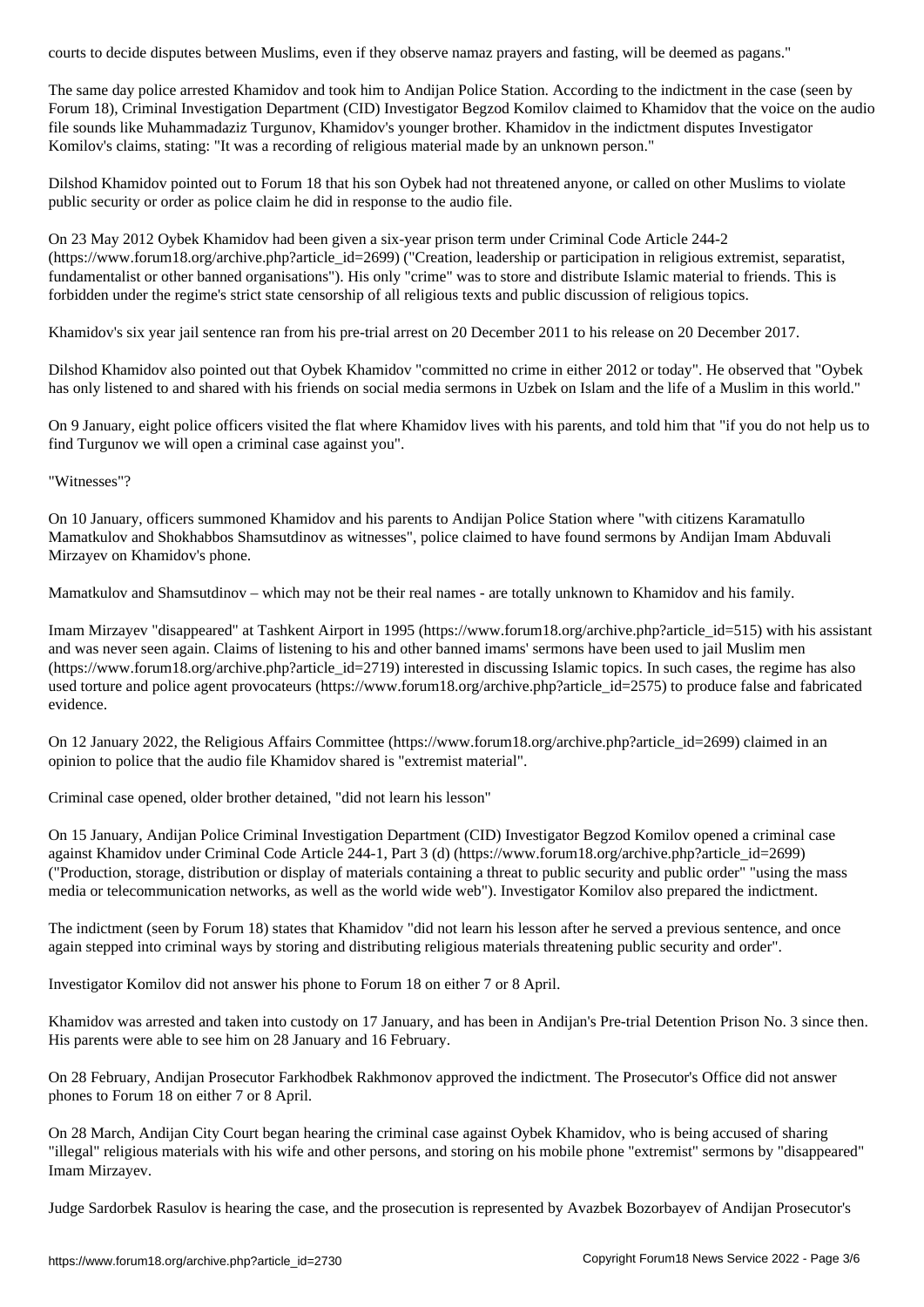courts to decide disputes between Muslims, even if they observe namaz prayers and fasting, will be deemed as pagans."

The same day police arrested Khamidov and took him to Andijan Police Station. According to the indictment in the case (seen by Forum 18), Criminal Investigation Department (CID) Investigator Begzod Komilov claimed to Khamidov that the voice on the audio file sounds like Muhammadaziz Turgunov, Khamidov's younger brother. Khamidov in the indictment disputes Investigator Komilov's claims, stating: "It was a recording of religious material made by an unknown person."

Dilshod Khamidov pointed out to Forum 18 that his son Oybek had not threatened anyone, or called on other Muslims to violate public security or order as police claim he did in response to the audio file.

On 23 May 2012 Oybek Khamidov had been given a six-year prison term under Criminal Code Article 244-2 (https://www.forum18.org/archive.php?article_id=2699) ("Creation, leadership or participation in religious extremist, separatist, fundamentalist or other banned organisations"). His only "crime" was to store and distribute Islamic material to friends. This is forbidden under the regime's strict state censorship of all religious texts and public discussion of religious topics.

Khamidov's six year jail sentence ran from his pre-trial arrest on 20 December 2011 to his release on 20 December 2017.

Dilshod Khamidov also pointed out that Oybek Khamidov "committed no crime in either 2012 or today". He observed that "Oybek has only listened to and shared with his friends on social media sermons in Uzbek on Islam and the life of a Muslim in this world."

On 9 January, eight police officers visited the flat where Khamidov lives with his parents, and told him that "if you do not help us to find Turgunov we will open a criminal case against you".

"Witnesses"?

On 10 January, officers summoned Khamidov and his parents to Andijan Police Station where "with citizens Karamatullo Mamatkulov and Shokhabbos Shamsutdinov as witnesses", police claimed to have found sermons by Andijan Imam Abduvali Mirzayev on Khamidov's phone.

Mamatkulov and Shamsutdinov – which may not be their real names - are totally unknown to Khamidov and his family.

Imam Mirzayev "disappeared" at Tashkent Airport in 1995 (https://www.forum18.org/archive.php?article_id=515) with his assistant and was never seen again. Claims of listening to his and other banned imams' sermons have been used to jail Muslim men (https://www.forum18.org/archive.php?article_id=2719) interested in discussing Islamic topics. In such cases, the regime has also used torture and police agent provocateurs (https://www.forum18.org/archive.php?article_id=2575) to produce false and fabricated evidence.

On 12 January 2022, the Religious Affairs Committee (https://www.forum18.org/archive.php?article_id=2699) claimed in an opinion to police that the audio file Khamidov shared is "extremist material".

Criminal case opened, older brother detained, "did not learn his lesson"

On 15 January, Andijan Police Criminal Investigation Department (CID) Investigator Begzod Komilov opened a criminal case against Khamidov under Criminal Code Article 244-1, Part 3 (d) (https://www.forum18.org/archive.php?article_id=2699) ("Production, storage, distribution or display of materials containing a threat to public security and public order" "using the mass media or telecommunication networks, as well as the world wide web"). Investigator Komilov also prepared the indictment.

The indictment (seen by Forum 18) states that Khamidov "did not learn his lesson after he served a previous sentence, and once again stepped into criminal ways by storing and distributing religious materials threatening public security and order".

Investigator Komilov did not answer his phone to Forum 18 on either 7 or 8 April.

Khamidov was arrested and taken into custody on 17 January, and has been in Andijan's Pre-trial Detention Prison No. 3 since then. His parents were able to see him on 28 January and 16 February.

On 28 February, Andijan Prosecutor Farkhodbek Rakhmonov approved the indictment. The Prosecutor's Office did not answer phones to Forum 18 on either 7 or 8 April.

On 28 March, Andijan City Court began hearing the criminal case against Oybek Khamidov, who is being accused of sharing "illegal" religious materials with his wife and other persons, and storing on his mobile phone "extremist" sermons by "disappeared" Imam Mirzayev.

Judge Sardorbek Rasulov is hearing the case, and the prosecution is represented by Avazbek Bozorbayev of Andijan Prosecutor's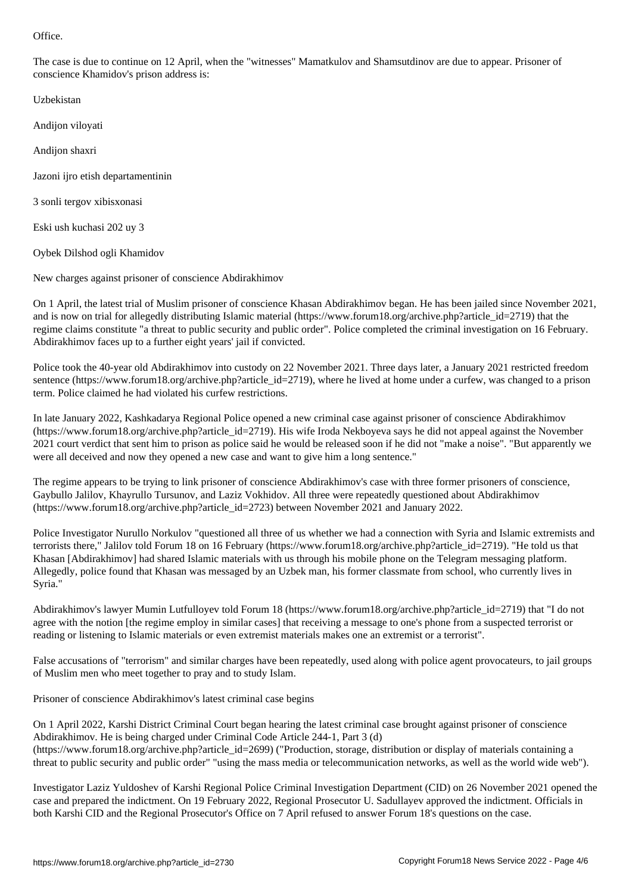Office.

The case is due to continue on 12 April, when the "witnesses" Mamatkulov and Shamsutdinov are due to appear. Prisoner of conscience Khamidov's prison address is:

Uzbekistan

Andijon viloyati

Andijon shaxri

Jazoni ijro etish departamentinin

3 sonli tergov xibisxonasi

Eski ush kuchasi 202 uy 3

Oybek Dilshod ogli Khamidov

## New charges against prisoner of conscience Abdirakhimov

On 1 April, the latest trial of Muslim prisoner of conscience Khasan Abdirakhimov began. He has been jailed since November 2021, and is now on trial for allegedly distributing Islamic material (https://www.forum18.org/archive.php?article_id=2719) that the regime claims constitute "a threat to public security and public order". Police completed the criminal investigation on 16 February. Abdirakhimov faces up to a further eight years' jail if convicted.

Police took the 40-year old Abdirakhimov into custody on 22 November 2021. Three days later, a January 2021 restricted freedom sentence (https://www.forum18.org/archive.php?article_id=2719), where he lived at home under a curfew, was changed to a prison term. Police claimed he had violated his curfew restrictions.

In late January 2022, Kashkadarya Regional Police opened a new criminal case against prisoner of conscience Abdirakhimov (https://www.forum18.org/archive.php?article_id=2719). His wife Iroda Nekboyeva says he did not appeal against the November 2021 court verdict that sent him to prison as police said he would be released soon if he did not "make a noise". "But apparently we were all deceived and now they opened a new case and want to give him a long sentence."

The regime appears to be trying to link prisoner of conscience Abdirakhimov's case with three former prisoners of conscience, Gaybullo Jalilov, Khayrullo Tursunov, and Laziz Vokhidov. All three were repeatedly questioned about Abdirakhimov (https://www.forum18.org/archive.php?article_id=2723) between November 2021 and January 2022.

Police Investigator Nurullo Norkulov "questioned all three of us whether we had a connection with Syria and Islamic extremists and terrorists there," Jalilov told Forum 18 on 16 February (https://www.forum18.org/archive.php?article_id=2719). "He told us that Khasan [Abdirakhimov] had shared Islamic materials with us through his mobile phone on the Telegram messaging platform. Allegedly, police found that Khasan was messaged by an Uzbek man, his former classmate from school, who currently lives in Syria."

Abdirakhimov's lawyer Mumin Lutfulloyev told Forum 18 (https://www.forum18.org/archive.php?article_id=2719) that "I do not agree with the notion [the regime employ in similar cases] that receiving a message to one's phone from a suspected terrorist or reading or listening to Islamic materials or even extremist materials makes one an extremist or a terrorist".

False accusations of "terrorism" and similar charges have been repeatedly, used along with police agent provocateurs, to jail groups of Muslim men who meet together to pray and to study Islam.

## Prisoner of conscience Abdirakhimov's latest criminal case begins

On 1 April 2022, Karshi District Criminal Court began hearing the latest criminal case brought against prisoner of conscience Abdirakhimov. He is being charged under Criminal Code Article 244-1, Part 3 (d) (https://www.forum18.org/archive.php?article_id=2699) ("Production, storage, distribution or display of materials containing a threat to public security and public order" "using the mass media or telecommunication networks, as well as the world wide web").

Investigator Laziz Yuldoshev of Karshi Regional Police Criminal Investigation Department (CID) on 26 November 2021 opened the case and prepared the indictment. On 19 February 2022, Regional Prosecutor U. Sadullayev approved the indictment. Officials in both Karshi CID and the Regional Prosecutor's Office on 7 April refused to answer Forum 18's questions on the case.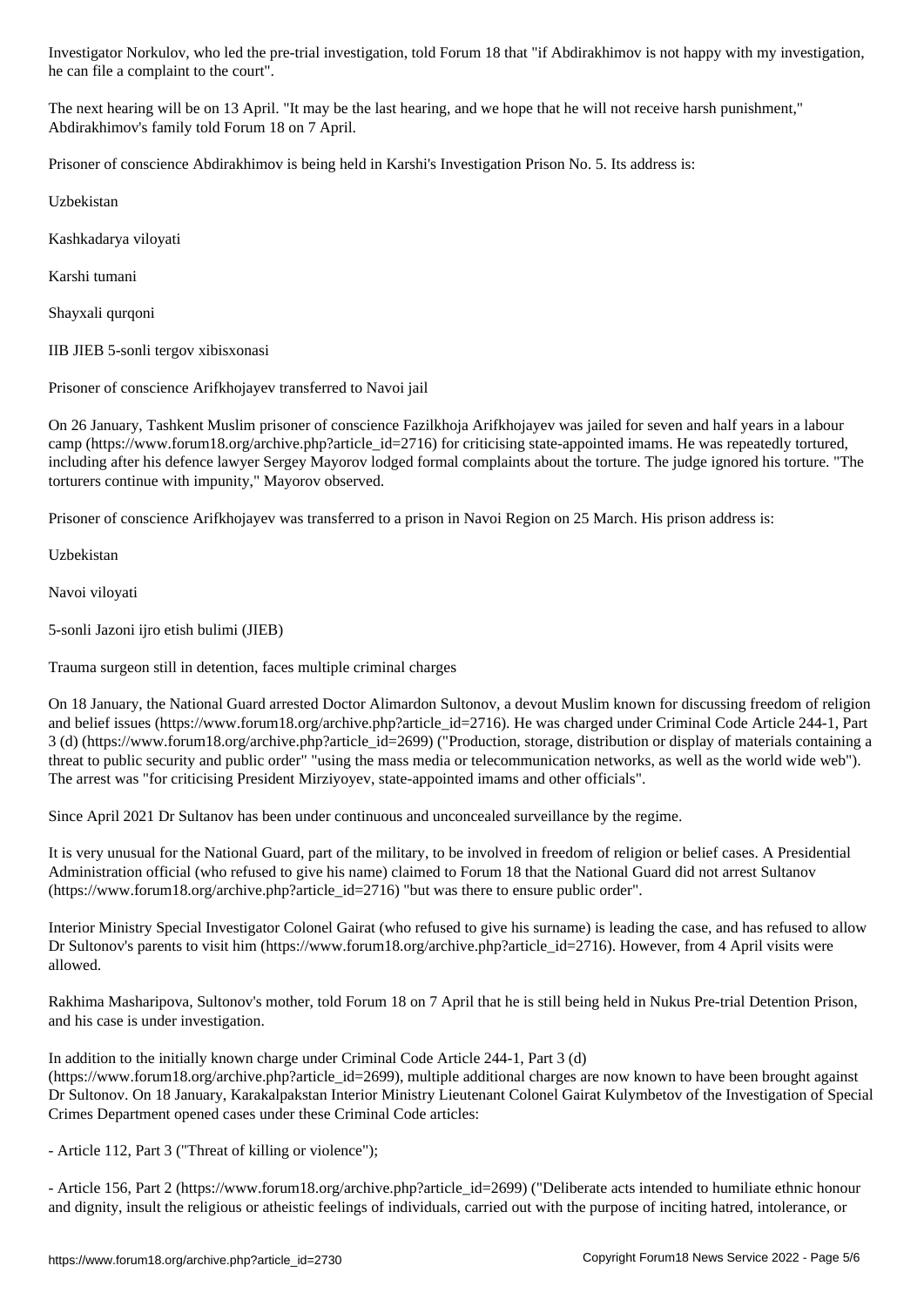Investigator Norkulov, who led the pre-trial investigation, told Forum 18 that "if Abdirakhimov is not happy with my investigation, he can file a complaint to the court".

The next hearing will be on 13 April. "It may be the last hearing, and we hope that he will not receive harsh punishment," Abdirakhimov's family told Forum 18 on 7 April.

Prisoner of conscience Abdirakhimov is being held in Karshi's Investigation Prison No. 5. Its address is:

Uzbekistan

Kashkadarya viloyati

Karshi tumani

Shayxali qurqoni

IIB JIEB 5-sonli tergov xibisxonasi

## Prisoner of conscience Arifkhojayev transferred to Navoi jail

On 26 January, Tashkent Muslim prisoner of conscience Fazilkhoja Arifkhojayev was jailed for seven and half years in a labour camp (https://www.forum18.org/archive.php?article_id=2716) for criticising state-appointed imams. He was repeatedly tortured, including after his defence lawyer Sergey Mayorov lodged formal complaints about the torture. The judge ignored his torture. "The torturers continue with impunity," Mayorov observed.

Prisoner of conscience Arifkhojayev was transferred to a prison in Navoi Region on 25 March. His prison address is:

Uzbekistan

Navoi viloyati

5-sonli Jazoni ijro etish bulimi (JIEB)

## Trauma surgeon still in detention, faces multiple criminal charges

On 18 January, the National Guard arrested Doctor Alimardon Sultonov, a devout Muslim known for discussing freedom of religion and belief issues (https://www.forum18.org/archive.php?article_id=2716). He was charged under Criminal Code Article 244-1, Part 3 (d) (https://www.forum18.org/archive.php?article_id=2699) ("Production, storage, distribution or display of materials containing a threat to public security and public order" "using the mass media or telecommunication networks, as well as the world wide web"). The arrest was "for criticising President Mirziyoyev, state-appointed imams and other officials".

Since April 2021 Dr Sultanov has been under continuous and unconcealed surveillance by the regime.

It is very unusual for the National Guard, part of the military, to be involved in freedom of religion or belief cases. A Presidential Administration official (who refused to give his name) claimed to Forum 18 that the National Guard did not arrest Sultanov (https://www.forum18.org/archive.php?article_id=2716) "but was there to ensure public order".

Interior Ministry Special Investigator Colonel Gairat (who refused to give his surname) is leading the case, and has refused to allow Dr Sultonov's parents to visit him (https://www.forum18.org/archive.php?article_id=2716). However, from 4 April visits were allowed.

Rakhima Masharipova, Sultonov's mother, told Forum 18 on 7 April that he is still being held in Nukus Pre-trial Detention Prison, and his case is under investigation.

In addition to the initially known charge under Criminal Code Article 244-1, Part 3 (d) (https://www.forum18.org/archive.php?article_id=2699), multiple additional charges are now known to have been brought against Dr Sultonov. On 18 January, Karakalpakstan Interior Ministry Lieutenant Colonel Gairat Kulymbetov of the Investigation of Special Crimes Department opened cases under these Criminal Code articles:

- Article 112, Part 3 ("Threat of killing or violence");

- Article 156, Part 2 (https://www.forum18.org/archive.php?article_id=2699) ("Deliberate acts intended to humiliate ethnic honour and dignity, insult the religious or atheistic feelings of individuals, carried out with the purpose of inciting hatred, intolerance, or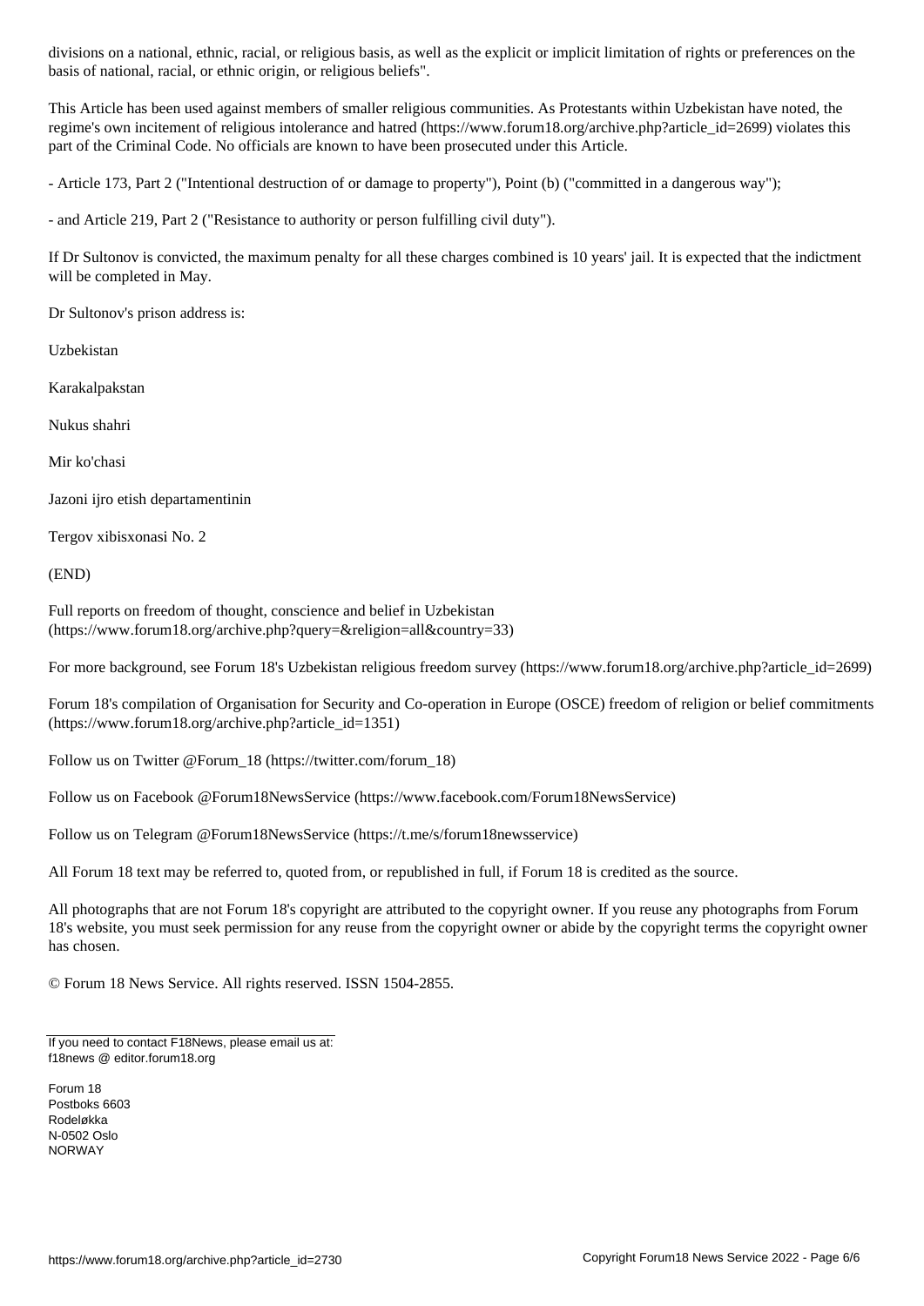divisions on a national, ethnic, racial, or religious basis, as well as the explicit or implicit limitation of rights or preferences on the basis of national, racial, or ethnic origin, or religious beliefs".

This Article has been used against members of smaller religious communities. As Protestants within Uzbekistan have noted, the regime's own incitement of religious intolerance and hatred (https://www.forum18.org/archive.php?article_id=2699) violates this part of the Criminal Code. No officials are known to have been prosecuted under this Article.

- Article 173, Part 2 ("Intentional destruction of or damage to property"), Point (b) ("committed in a dangerous way");

- and Article 219, Part 2 ("Resistance to authority or person fulfilling civil duty").

If Dr Sultonov is convicted, the maximum penalty for all these charges combined is 10 years' jail. It is expected that the indictment will be completed in May.

Dr Sultonov's prison address is:

Uzbekistan

Karakalpakstan

Nukus shahri

Mir ko'chasi

Jazoni ijro etish departamentinin

Tergov xibisxonasi No. 2

(END)

Full reports on freedom of thought, conscience and belief in Uzbekistan (https://www.forum18.org/archive.php?query=&religion=all&country=33)

For more background, see Forum 18's Uzbekistan religious freedom survey (https://www.forum18.org/archive.php?article_id=2699)

Forum 18's compilation of Organisation for Security and Co-operation in Europe (OSCE) freedom of religion or belief commitments (https://www.forum18.org/archive.php?article_id=1351)

Follow us on Twitter @Forum_18 (https://twitter.com/forum_18)

Follow us on Facebook @Forum18NewsService (https://www.facebook.com/Forum18NewsService)

Follow us on Telegram @Forum18NewsService (https://t.me/s/forum18newsservice)

All Forum 18 text may be referred to, quoted from, or republished in full, if Forum 18 is credited as the source.

All photographs that are not Forum 18's copyright are attributed to the copyright owner. If you reuse any photographs from Forum 18's website, you must seek permission for any reuse from the copyright owner or abide by the copyright terms the copyright owner has chosen.

© Forum 18 News Service. All rights reserved. ISSN 1504-2855.

If you need to contact F18News, please email us at:
f18news @ editor.forum18.org

Forum 18
Postboks 6603
Rodeløkka
N-0502 Oslo
NORWAY